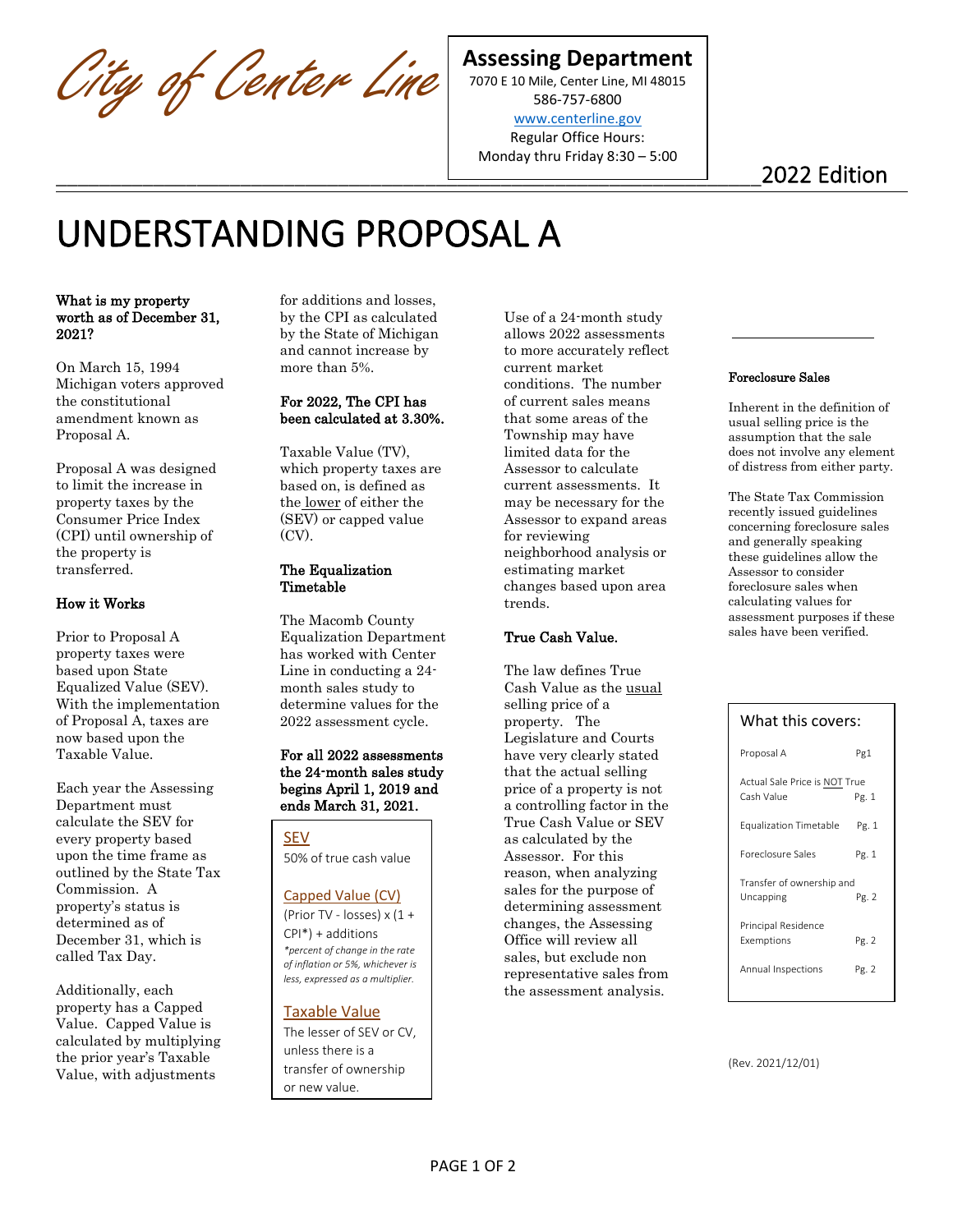City of Center Line

**Assessing Department**
7070 E 10 Mile, Center Line, MI 48015
586-757-6800
www.centerline.gov
Regular Office Hours:
Monday thru Friday 8:30 – 5:00

2022 Edition

# UNDERSTANDING PROPOSAL A

**What is my property worth as of December 31, 2021?**

On March 15, 1994 Michigan voters approved the constitutional amendment known as Proposal A.

Proposal A was designed to limit the increase in property taxes by the Consumer Price Index (CPI) until ownership of the property is transferred.

**How it Works**

Prior to Proposal A property taxes were based upon State Equalized Value (SEV). With the implementation of Proposal A, taxes are now based upon the Taxable Value.

Each year the Assessing Department must calculate the SEV for every property based upon the time frame as outlined by the State Tax Commission. A property's status is determined as of December 31, which is called Tax Day.

Additionally, each property has a Capped Value. Capped Value is calculated by multiplying the prior year's Taxable Value, with adjustments for additions and losses, by the CPI as calculated by the State of Michigan and cannot increase by more than 5%.

**For 2022, The CPI has been calculated at 3.30%.**

Taxable Value (TV), which property taxes are based on, is defined as the lower of either the (SEV) or capped value (CV).

**The Equalization Timetable**

The Macomb County Equalization Department has worked with Center Line in conducting a 24-month sales study to determine values for the 2022 assessment cycle.

**For all 2022 assessments the 24-month sales study begins April 1, 2019 and ends March 31, 2021.**

SEV
50% of true cash value

Capped Value (CV)
(Prior TV - losses) x (1 + CPI*) + additions
*\*percent of change in the rate of inflation or 5%, whichever is less, expressed as a multiplier.*

Taxable Value
The lesser of SEV or CV, unless there is a transfer of ownership or new value.

Use of a 24-month study allows 2022 assessments to more accurately reflect current market conditions. The number of current sales means that some areas of the Township may have limited data for the Assessor to calculate current assessments. It may be necessary for the Assessor to expand areas for reviewing neighborhood analysis or estimating market changes based upon area trends.

**True Cash Value.**

The law defines True Cash Value as the usual selling price of a property. The Legislature and Courts have very clearly stated that the actual selling price of a property is not a controlling factor in the True Cash Value or SEV as calculated by the Assessor. For this reason, when analyzing sales for the purpose of determining assessment changes, the Assessing Office will review all sales, but exclude non representative sales from the assessment analysis.

**Foreclosure Sales**

Inherent in the definition of usual selling price is the assumption that the sale does not involve any element of distress from either party.

The State Tax Commission recently issued guidelines concerning foreclosure sales and generally speaking these guidelines allow the Assessor to consider foreclosure sales when calculating values for assessment purposes if these sales have been verified.

| What this covers: | |
|---|---|
| Proposal A | Pg1 |
| Actual Sale Price is NOT True Cash Value | Pg. 1 |
| Equalization Timetable | Pg. 1 |
| Foreclosure Sales | Pg. 1 |
| Transfer of ownership and Uncapping | Pg. 2 |
| Principal Residence Exemptions | Pg. 2 |
| Annual Inspections | Pg. 2 |

(Rev. 2021/12/01)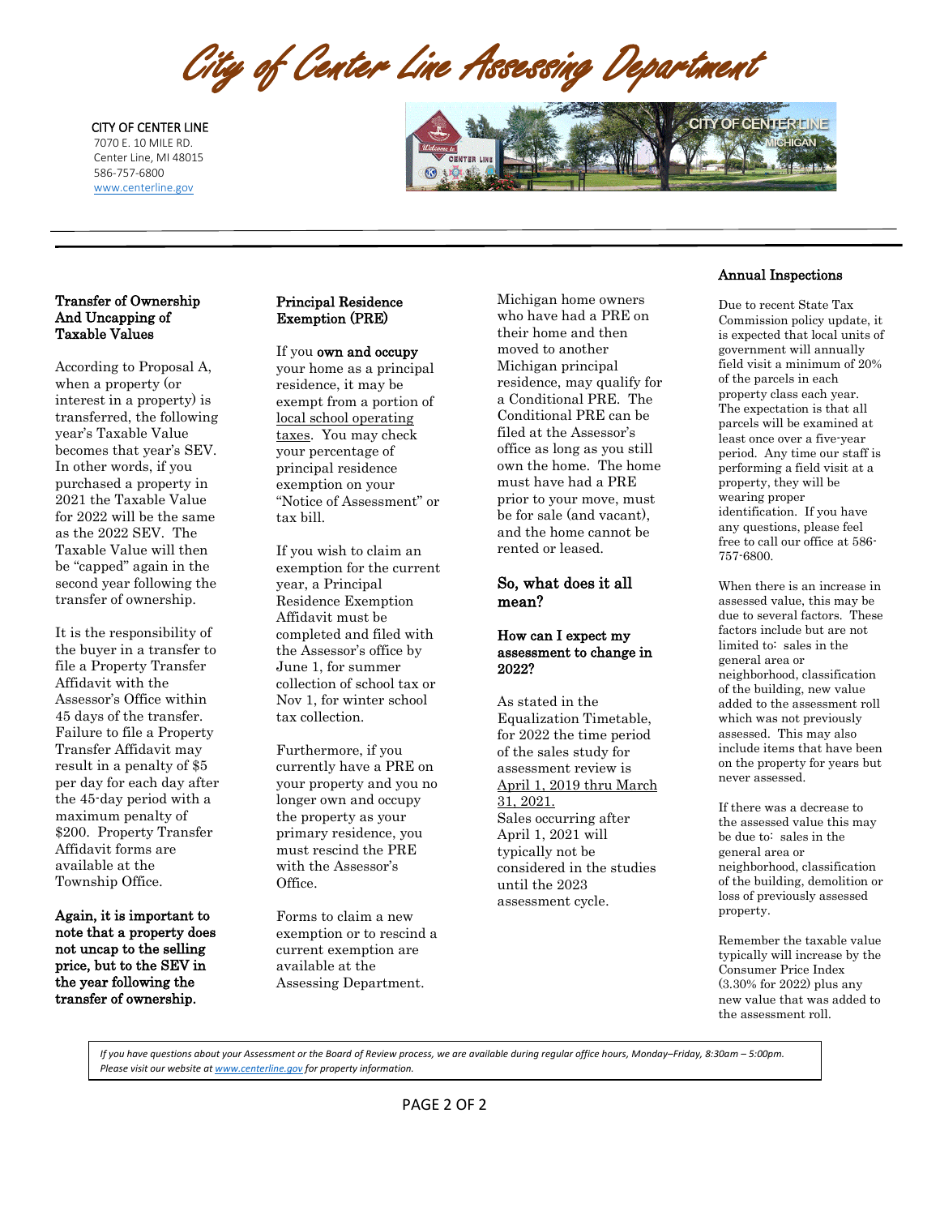# City of Center Line Assessing Department

CITY OF CENTER LINE
7070 E. 10 MILE RD.
Center Line, MI 48015
586-757-6800
www.centerline.gov

### Transfer of Ownership And Uncapping of Taxable Values

According to Proposal A, when a property (or interest in a property) is transferred, the following year's Taxable Value becomes that year's SEV. In other words, if you purchased a property in 2021 the Taxable Value for 2022 will be the same as the 2022 SEV. The Taxable Value will then be "capped" again in the second year following the transfer of ownership.

It is the responsibility of the buyer in a transfer to file a Property Transfer Affidavit with the Assessor's Office within 45 days of the transfer. Failure to file a Property Transfer Affidavit may result in a penalty of $5 per day for each day after the 45-day period with a maximum penalty of $200. Property Transfer Affidavit forms are available at the Township Office.

**Again, it is important to note that a property does not uncap to the selling price, but to the SEV in the year following the transfer of ownership.**

### Principal Residence Exemption (PRE)

If you **own and occupy** your home as a principal residence, it may be exempt from a portion of local school operating taxes. You may check your percentage of principal residence exemption on your "Notice of Assessment" or tax bill.

If you wish to claim an exemption for the current year, a Principal Residence Exemption Affidavit must be completed and filed with the Assessor's office by June 1, for summer collection of school tax or Nov 1, for winter school tax collection.

Furthermore, if you currently have a PRE on your property and you no longer own and occupy the property as your primary residence, you must rescind the PRE with the Assessor's Office.

Forms to claim a new exemption or to rescind a current exemption are available at the Assessing Department.

Michigan home owners who have had a PRE on their home and then moved to another Michigan principal residence, may qualify for a Conditional PRE. The Conditional PRE can be filed at the Assessor's office as long as you still own the home. The home must have had a PRE prior to your move, must be for sale (and vacant), and the home cannot be rented or leased.

## So, what does it all mean?

### How can I expect my assessment to change in 2022?

As stated in the Equalization Timetable, for 2022 the time period of the sales study for assessment review is April 1, 2019 thru March 31, 2021.
Sales occurring after April 1, 2021 will typically not be considered in the studies until the 2023 assessment cycle.

### Annual Inspections

Due to recent State Tax Commission policy update, it is expected that local units of government will annually field visit a minimum of 20% of the parcels in each property class each year. The expectation is that all parcels will be examined at least once over a five-year period. Any time our staff is performing a field visit at a property, they will be wearing proper identification. If you have any questions, please feel free to call our office at 586-757-6800.

When there is an increase in assessed value, this may be due to several factors. These factors include but are not limited to: sales in the general area or neighborhood, classification of the building, new value added to the assessment roll which was not previously assessed. This may also include items that have been on the property for years but never assessed.

If there was a decrease to the assessed value this may be due to: sales in the general area or neighborhood, classification of the building, demolition or loss of previously assessed property.

Remember the taxable value typically will increase by the Consumer Price Index (3.30% for 2022) plus any new value that was added to the assessment roll.

*If you have questions about your Assessment or the Board of Review process, we are available during regular office hours, Monday–Friday, 8:30am – 5:00pm. Please visit our website at www.centerline.gov for property information.*